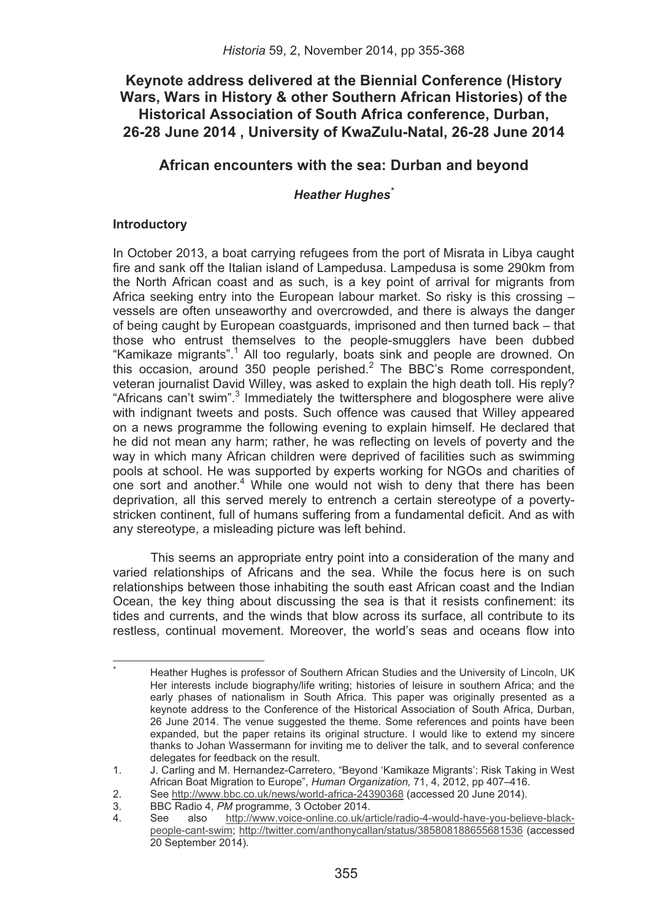# Keynote address delivered at the Biennial Conference (History Wars, Wars in History & other Southern African Histories) of the Historical Association of South Africa conference, Durban, 26-28 June 2014 , University of KwaZulu-Natal, 26-28 June 2014

## African encounters with the sea: Durban and beyond

***Heather Hughes**** 

### Introductory

In October 2013, a boat carrying refugees from the port of Misrata in Libya caught fire and sank off the Italian island of Lampedusa. Lampedusa is some 290km from the North African coast and as such, is a key point of arrival for migrants from Africa seeking entry into the European labour market. So risky is this crossing – vessels are often unseaworthy and overcrowded, and there is always the danger of being caught by European coastguards, imprisoned and then turned back – that those who entrust themselves to the people-smugglers have been dubbed "Kamikaze migrants".[1] All too regularly, boats sink and people are drowned. On this occasion, around 350 people perished.[2] The BBC's Rome correspondent, veteran journalist David Willey, was asked to explain the high death toll. His reply? "Africans can't swim".[3] Immediately the twittersphere and blogosphere were alive with indignant tweets and posts. Such offence was caused that Willey appeared on a news programme the following evening to explain himself. He declared that he did not mean any harm; rather, he was reflecting on levels of poverty and the way in which many African children were deprived of facilities such as swimming pools at school. He was supported by experts working for NGOs and charities of one sort and another.[4] While one would not wish to deny that there has been deprivation, all this served merely to entrench a certain stereotype of a poverty-stricken continent, full of humans suffering from a fundamental deficit. And as with any stereotype, a misleading picture was left behind.

This seems an appropriate entry point into a consideration of the many and varied relationships of Africans and the sea. While the focus here is on such relationships between those inhabiting the south east African coast and the Indian Ocean, the key thing about discussing the sea is that it resists confinement: its tides and currents, and the winds that blow across its surface, all contribute to its restless, continual movement. Moreover, the world's seas and oceans flow into

---

\* Heather Hughes is professor of Southern African Studies and the University of Lincoln, UK Her interests include biography/life writing; histories of leisure in southern Africa; and the early phases of nationalism in South Africa. This paper was originally presented as a keynote address to the Conference of the Historical Association of South Africa, Durban, 26 June 2014. The venue suggested the theme. Some references and points have been expanded, but the paper retains its original structure. I would like to extend my sincere thanks to Johan Wassermann for inviting me to deliver the talk, and to several conference delegates for feedback on the result.

1. J. Carling and M. Hernandez-Carretero, "Beyond 'Kamikaze Migrants': Risk Taking in West African Boat Migration to Europe", *Human Organization,* 71, 4, 2012, pp 407–416.
2. See http://www.bbc.co.uk/news/world-africa-24390368 (accessed 20 June 2014).
3. BBC Radio 4, *PM* programme, 3 October 2014.
4. See also http://www.voice-online.co.uk/article/radio-4-would-have-you-believe-black-people-cant-swim; http://twitter.com/anthonycallan/status/385808188655681536 (accessed 20 September 2014).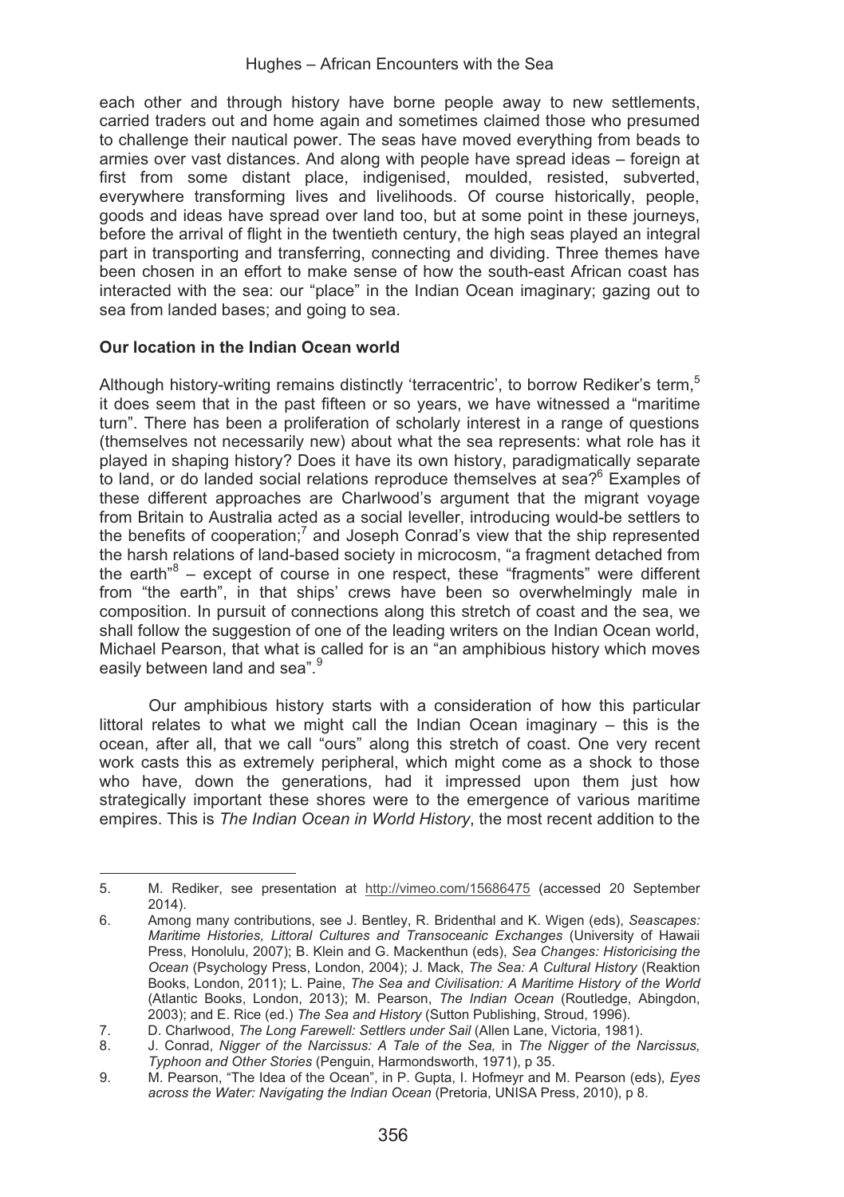each other and through history have borne people away to new settlements, carried traders out and home again and sometimes claimed those who presumed to challenge their nautical power. The seas have moved everything from beads to armies over vast distances. And along with people have spread ideas – foreign at first from some distant place, indigenised, moulded, resisted, subverted, everywhere transforming lives and livelihoods. Of course historically, people, goods and ideas have spread over land too, but at some point in these journeys, before the arrival of flight in the twentieth century, the high seas played an integral part in transporting and transferring, connecting and dividing. Three themes have been chosen in an effort to make sense of how the south-east African coast has interacted with the sea: our "place" in the Indian Ocean imaginary; gazing out to sea from landed bases; and going to sea.

## Our location in the Indian Ocean world

Although history-writing remains distinctly 'terracentric', to borrow Rediker's term,[5] it does seem that in the past fifteen or so years, we have witnessed a "maritime turn". There has been a proliferation of scholarly interest in a range of questions (themselves not necessarily new) about what the sea represents: what role has it played in shaping history? Does it have its own history, paradigmatically separate to land, or do landed social relations reproduce themselves at sea?[6] Examples of these different approaches are Charlwood's argument that the migrant voyage from Britain to Australia acted as a social leveller, introducing would-be settlers to the benefits of cooperation;[7] and Joseph Conrad's view that the ship represented the harsh relations of land-based society in microcosm, "a fragment detached from the earth"[8] – except of course in one respect, these "fragments" were different from "the earth", in that ships' crews have been so overwhelmingly male in composition. In pursuit of connections along this stretch of coast and the sea, we shall follow the suggestion of one of the leading writers on the Indian Ocean world, Michael Pearson, that what is called for is an "an amphibious history which moves easily between land and sea".[9]

Our amphibious history starts with a consideration of how this particular littoral relates to what we might call the Indian Ocean imaginary – this is the ocean, after all, that we call "ours" along this stretch of coast. One very recent work casts this as extremely peripheral, which might come as a shock to those who have, down the generations, had it impressed upon them just how strategically important these shores were to the emergence of various maritime empires. This is *The Indian Ocean in World History*, the most recent addition to the

---

5. M. Rediker, see presentation at http://vimeo.com/15686475 (accessed 20 September 2014).
6. Among many contributions, see J. Bentley, R. Bridenthal and K. Wigen (eds), *Seascapes: Maritime Histories, Littoral Cultures and Transoceanic Exchanges* (University of Hawaii Press, Honolulu, 2007); B. Klein and G. Mackenthun (eds), *Sea Changes: Historicising the Ocean* (Psychology Press, London, 2004); J. Mack, *The Sea: A Cultural History* (Reaktion Books, London, 2011); L. Paine, *The Sea and Civilisation: A Maritime History of the World* (Atlantic Books, London, 2013); M. Pearson, *The Indian Ocean* (Routledge, Abingdon, 2003); and E. Rice (ed.) *The Sea and History* (Sutton Publishing, Stroud, 1996).
7. D. Charlwood, *The Long Farewell: Settlers under Sail* (Allen Lane, Victoria, 1981).
8. J. Conrad, *Nigger of the Narcissus: A Tale of the Sea,* in *The Nigger of the Narcissus, Typhoon and Other Stories* (Penguin, Harmondsworth, 1971), p 35.
9. M. Pearson, "The Idea of the Ocean", in P. Gupta, I. Hofmeyr and M. Pearson (eds), *Eyes across the Water: Navigating the Indian Ocean* (Pretoria, UNISA Press, 2010), p 8.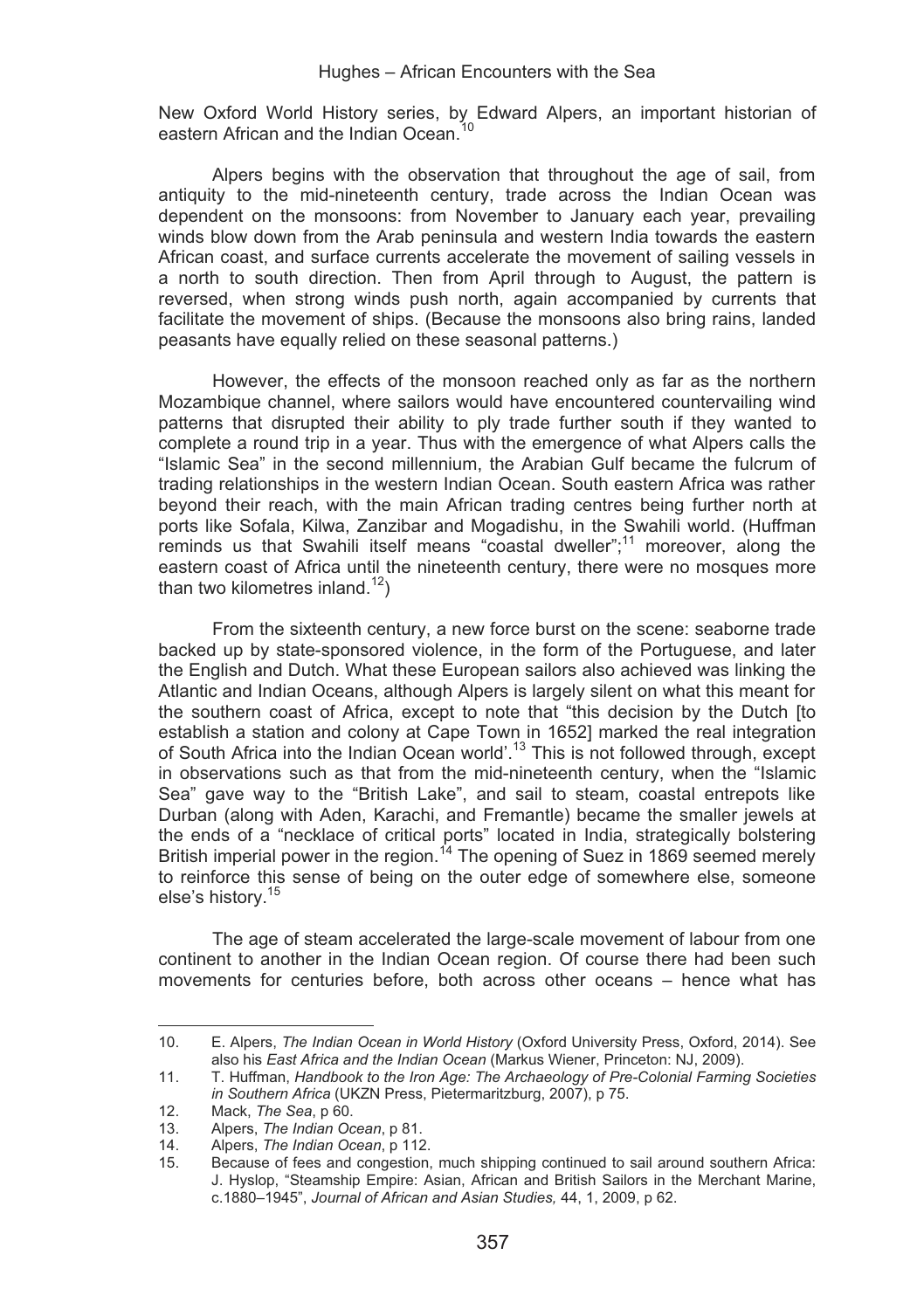New Oxford World History series, by Edward Alpers, an important historian of eastern African and the Indian Ocean.[10]

Alpers begins with the observation that throughout the age of sail, from antiquity to the mid-nineteenth century, trade across the Indian Ocean was dependent on the monsoons: from November to January each year, prevailing winds blow down from the Arab peninsula and western India towards the eastern African coast, and surface currents accelerate the movement of sailing vessels in a north to south direction. Then from April through to August, the pattern is reversed, when strong winds push north, again accompanied by currents that facilitate the movement of ships. (Because the monsoons also bring rains, landed peasants have equally relied on these seasonal patterns.)

However, the effects of the monsoon reached only as far as the northern Mozambique channel, where sailors would have encountered countervailing wind patterns that disrupted their ability to ply trade further south if they wanted to complete a round trip in a year. Thus with the emergence of what Alpers calls the "Islamic Sea" in the second millennium, the Arabian Gulf became the fulcrum of trading relationships in the western Indian Ocean. South eastern Africa was rather beyond their reach, with the main African trading centres being further north at ports like Sofala, Kilwa, Zanzibar and Mogadishu, in the Swahili world. (Huffman reminds us that Swahili itself means "coastal dweller";[11] moreover, along the eastern coast of Africa until the nineteenth century, there were no mosques more than two kilometres inland.[12])

From the sixteenth century, a new force burst on the scene: seaborne trade backed up by state-sponsored violence, in the form of the Portuguese, and later the English and Dutch. What these European sailors also achieved was linking the Atlantic and Indian Oceans, although Alpers is largely silent on what this meant for the southern coast of Africa, except to note that "this decision by the Dutch [to establish a station and colony at Cape Town in 1652] marked the real integration of South Africa into the Indian Ocean world'.[13] This is not followed through, except in observations such as that from the mid-nineteenth century, when the "Islamic Sea" gave way to the "British Lake", and sail to steam, coastal entrepots like Durban (along with Aden, Karachi, and Fremantle) became the smaller jewels at the ends of a "necklace of critical ports" located in India, strategically bolstering British imperial power in the region.[14] The opening of Suez in 1869 seemed merely to reinforce this sense of being on the outer edge of somewhere else, someone else's history.[15]

The age of steam accelerated the large-scale movement of labour from one continent to another in the Indian Ocean region. Of course there had been such movements for centuries before, both across other oceans – hence what has

---

10. E. Alpers, *The Indian Ocean in World History* (Oxford University Press, Oxford, 2014). See also his *East Africa and the Indian Ocean* (Markus Wiener, Princeton: NJ, 2009).
11. T. Huffman, *Handbook to the Iron Age: The Archaeology of Pre-Colonial Farming Societies in Southern Africa* (UKZN Press, Pietermaritzburg, 2007), p 75.
12. Mack, *The Sea*, p 60.
13. Alpers, *The Indian Ocean*, p 81.
14. Alpers, *The Indian Ocean*, p 112.
15. Because of fees and congestion, much shipping continued to sail around southern Africa: J. Hyslop, "Steamship Empire: Asian, African and British Sailors in the Merchant Marine, c.1880–1945", *Journal of African and Asian Studies,* 44, 1, 2009, p 62.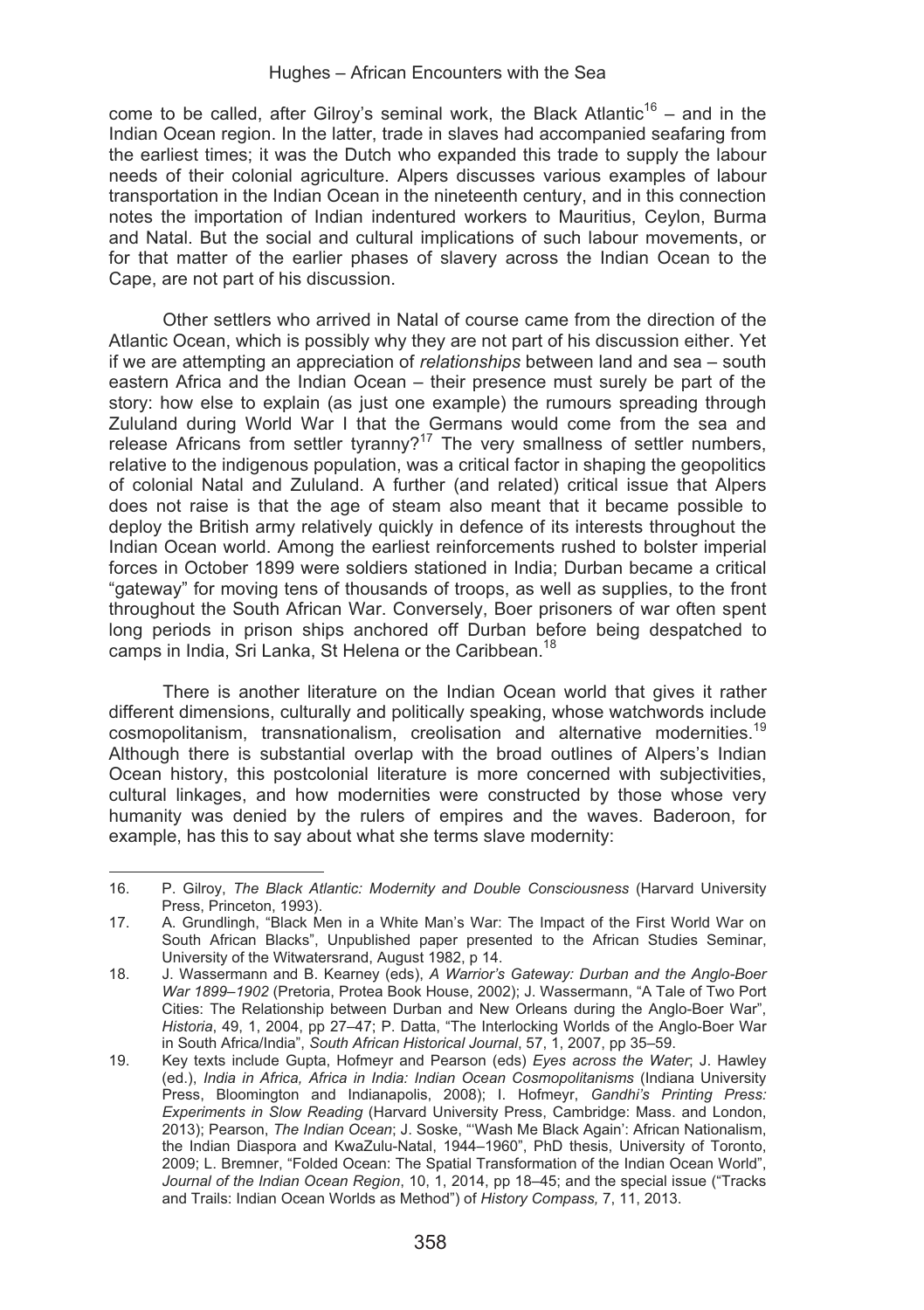come to be called, after Gilroy's seminal work, the Black Atlantic[16] – and in the Indian Ocean region. In the latter, trade in slaves had accompanied seafaring from the earliest times; it was the Dutch who expanded this trade to supply the labour needs of their colonial agriculture. Alpers discusses various examples of labour transportation in the Indian Ocean in the nineteenth century, and in this connection notes the importation of Indian indentured workers to Mauritius, Ceylon, Burma and Natal. But the social and cultural implications of such labour movements, or for that matter of the earlier phases of slavery across the Indian Ocean to the Cape, are not part of his discussion.

Other settlers who arrived in Natal of course came from the direction of the Atlantic Ocean, which is possibly why they are not part of his discussion either. Yet if we are attempting an appreciation of *relationships* between land and sea – south eastern Africa and the Indian Ocean – their presence must surely be part of the story: how else to explain (as just one example) the rumours spreading through Zululand during World War I that the Germans would come from the sea and release Africans from settler tyranny?[17] The very smallness of settler numbers, relative to the indigenous population, was a critical factor in shaping the geopolitics of colonial Natal and Zululand. A further (and related) critical issue that Alpers does not raise is that the age of steam also meant that it became possible to deploy the British army relatively quickly in defence of its interests throughout the Indian Ocean world. Among the earliest reinforcements rushed to bolster imperial forces in October 1899 were soldiers stationed in India; Durban became a critical "gateway" for moving tens of thousands of troops, as well as supplies, to the front throughout the South African War. Conversely, Boer prisoners of war often spent long periods in prison ships anchored off Durban before being despatched to camps in India, Sri Lanka, St Helena or the Caribbean.[18]

There is another literature on the Indian Ocean world that gives it rather different dimensions, culturally and politically speaking, whose watchwords include cosmopolitanism, transnationalism, creolisation and alternative modernities.[19] Although there is substantial overlap with the broad outlines of Alpers's Indian Ocean history, this postcolonial literature is more concerned with subjectivities, cultural linkages, and how modernities were constructed by those whose very humanity was denied by the rulers of empires and the waves. Baderoon, for example, has this to say about what she terms slave modernity:

---

16. P. Gilroy, *The Black Atlantic: Modernity and Double Consciousness* (Harvard University Press, Princeton, 1993).
17. A. Grundlingh, "Black Men in a White Man's War: The Impact of the First World War on South African Blacks", Unpublished paper presented to the African Studies Seminar, University of the Witwatersrand, August 1982, p 14.
18. J. Wassermann and B. Kearney (eds), *A Warrior's Gateway: Durban and the Anglo-Boer War 1899–1902* (Pretoria, Protea Book House, 2002); J. Wassermann, "A Tale of Two Port Cities: The Relationship between Durban and New Orleans during the Anglo-Boer War", *Historia*, 49, 1, 2004, pp 27–47; P. Datta, "The Interlocking Worlds of the Anglo-Boer War in South Africa/India", *South African Historical Journal*, 57, 1, 2007, pp 35–59.
19. Key texts include Gupta, Hofmeyr and Pearson (eds) *Eyes across the Water*; J. Hawley (ed.), *India in Africa, Africa in India: Indian Ocean Cosmopolitanisms* (Indiana University Press, Bloomington and Indianapolis, 2008); I. Hofmeyr, *Gandhi's Printing Press: Experiments in Slow Reading* (Harvard University Press, Cambridge: Mass. and London, 2013); Pearson, *The Indian Ocean*; J. Soske, "'Wash Me Black Again': African Nationalism, the Indian Diaspora and KwaZulu-Natal, 1944–1960", PhD thesis, University of Toronto, 2009; L. Bremner, "Folded Ocean: The Spatial Transformation of the Indian Ocean World", *Journal of the Indian Ocean Region*, 10, 1, 2014, pp 18–45; and the special issue ("Tracks and Trails: Indian Ocean Worlds as Method") of *History Compass,* 7, 11, 2013.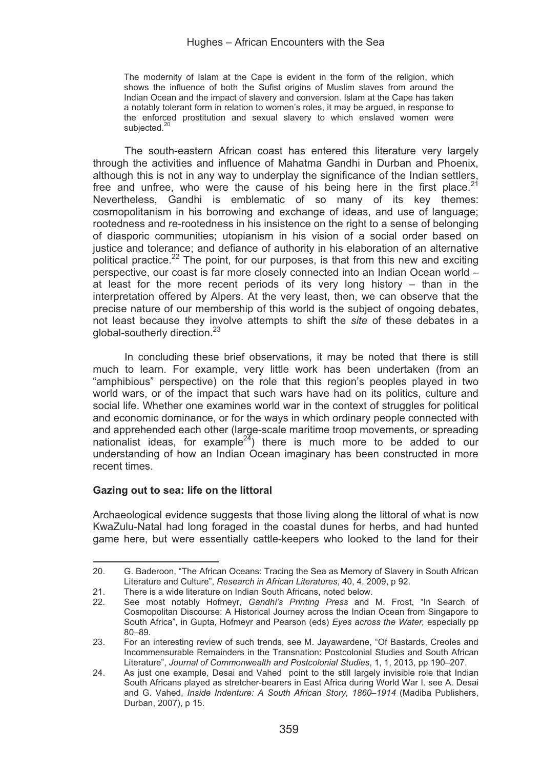> The modernity of Islam at the Cape is evident in the form of the religion, which shows the influence of both the Sufist origins of Muslim slaves from around the Indian Ocean and the impact of slavery and conversion. Islam at the Cape has taken a notably tolerant form in relation to women's roles, it may be argued, in response to the enforced prostitution and sexual slavery to which enslaved women were subjected.[20]

The south-eastern African coast has entered this literature very largely through the activities and influence of Mahatma Gandhi in Durban and Phoenix, although this is not in any way to underplay the significance of the Indian settlers, free and unfree, who were the cause of his being here in the first place.[21] Nevertheless, Gandhi is emblematic of so many of its key themes: cosmopolitanism in his borrowing and exchange of ideas, and use of language; rootedness and re-rootedness in his insistence on the right to a sense of belonging of diasporic communities; utopianism in his vision of a social order based on justice and tolerance; and defiance of authority in his elaboration of an alternative political practice.[22] The point, for our purposes, is that from this new and exciting perspective, our coast is far more closely connected into an Indian Ocean world – at least for the more recent periods of its very long history – than in the interpretation offered by Alpers. At the very least, then, we can observe that the precise nature of our membership of this world is the subject of ongoing debates, not least because they involve attempts to shift the *site* of these debates in a global-southerly direction.[23]

In concluding these brief observations, it may be noted that there is still much to learn. For example, very little work has been undertaken (from an "amphibious" perspective) on the role that this region's peoples played in two world wars, or of the impact that such wars have had on its politics, culture and social life. Whether one examines world war in the context of struggles for political and economic dominance, or for the ways in which ordinary people connected with and apprehended each other (large-scale maritime troop movements, or spreading nationalist ideas, for example[24]) there is much more to be added to our understanding of how an Indian Ocean imaginary has been constructed in more recent times.

**Gazing out to sea: life on the littoral**

Archaeological evidence suggests that those living along the littoral of what is now KwaZulu-Natal had long foraged in the coastal dunes for herbs, and had hunted game here, but were essentially cattle-keepers who looked to the land for their

---

20. G. Baderoon, "The African Oceans: Tracing the Sea as Memory of Slavery in South African Literature and Culture", *Research in African Literatures*, 40, 4, 2009, p 92.
21. There is a wide literature on Indian South Africans, noted below.
22. See most notably Hofmeyr, *Gandhi's Printing Press* and M. Frost, "In Search of Cosmopolitan Discourse: A Historical Journey across the Indian Ocean from Singapore to South Africa", in Gupta, Hofmeyr and Pearson (eds) *Eyes across the Water,* especially pp 80–89.
23. For an interesting review of such trends, see M. Jayawardene, "Of Bastards, Creoles and Incommensurable Remainders in the Transnation: Postcolonial Studies and South African Literature", *Journal of Commonwealth and Postcolonial Studies*, 1, 1, 2013, pp 190–207.
24. As just one example, Desai and Vahed point to the still largely invisible role that Indian South Africans played as stretcher-bearers in East Africa during World War I. see A. Desai and G. Vahed, *Inside Indenture: A South African Story, 1860–1914* (Madiba Publishers, Durban, 2007), p 15.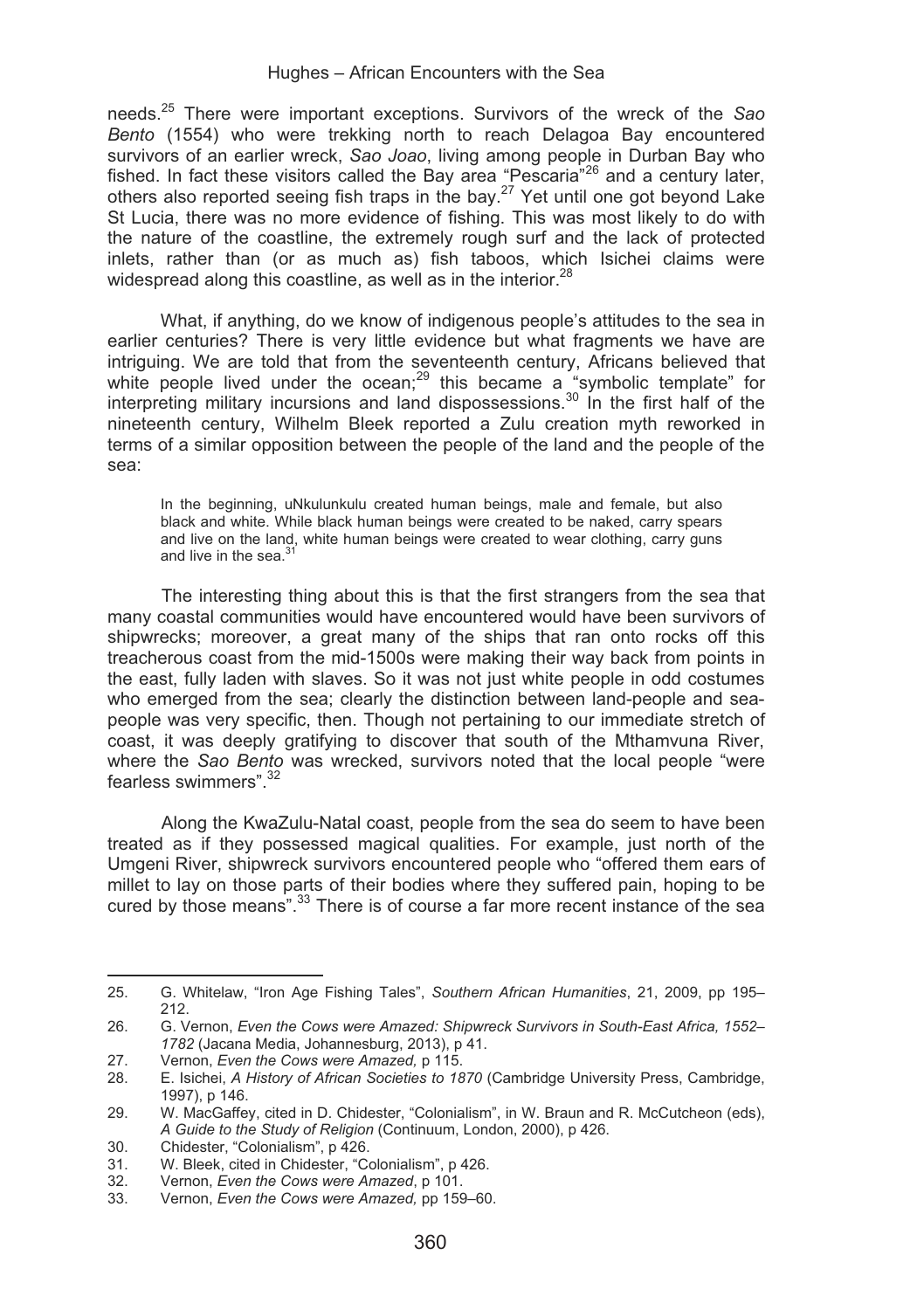needs.[25] There were important exceptions. Survivors of the wreck of the *Sao Bento* (1554) who were trekking north to reach Delagoa Bay encountered survivors of an earlier wreck, *Sao Joao*, living among people in Durban Bay who fished. In fact these visitors called the Bay area "Pescaria"[26] and a century later, others also reported seeing fish traps in the bay.[27] Yet until one got beyond Lake St Lucia, there was no more evidence of fishing. This was most likely to do with the nature of the coastline, the extremely rough surf and the lack of protected inlets, rather than (or as much as) fish taboos, which Isichei claims were widespread along this coastline, as well as in the interior.[28]

What, if anything, do we know of indigenous people's attitudes to the sea in earlier centuries? There is very little evidence but what fragments we have are intriguing. We are told that from the seventeenth century, Africans believed that white people lived under the ocean;[29] this became a "symbolic template" for interpreting military incursions and land dispossessions.[30] In the first half of the nineteenth century, Wilhelm Bleek reported a Zulu creation myth reworked in terms of a similar opposition between the people of the land and the people of the sea:

> In the beginning, uNkulunkulu created human beings, male and female, but also black and white. While black human beings were created to be naked, carry spears and live on the land, white human beings were created to wear clothing, carry guns and live in the sea.[31]

The interesting thing about this is that the first strangers from the sea that many coastal communities would have encountered would have been survivors of shipwrecks; moreover, a great many of the ships that ran onto rocks off this treacherous coast from the mid-1500s were making their way back from points in the east, fully laden with slaves. So it was not just white people in odd costumes who emerged from the sea; clearly the distinction between land-people and sea-people was very specific, then. Though not pertaining to our immediate stretch of coast, it was deeply gratifying to discover that south of the Mthamvuna River, where the *Sao Bento* was wrecked, survivors noted that the local people "were fearless swimmers".[32]

Along the KwaZulu-Natal coast, people from the sea do seem to have been treated as if they possessed magical qualities. For example, just north of the Umgeni River, shipwreck survivors encountered people who "offered them ears of millet to lay on those parts of their bodies where they suffered pain, hoping to be cured by those means".[33] There is of course a far more recent instance of the sea

---

25. G. Whitelaw, "Iron Age Fishing Tales", *Southern African Humanities*, 21, 2009, pp 195–212.
26. G. Vernon, *Even the Cows were Amazed: Shipwreck Survivors in South-East Africa, 1552–1782* (Jacana Media, Johannesburg, 2013), p 41.
27. Vernon, *Even the Cows were Amazed,* p 115.
28. E. Isichei, *A History of African Societies to 1870* (Cambridge University Press, Cambridge, 1997), p 146.
29. W. MacGaffey, cited in D. Chidester, "Colonialism", in W. Braun and R. McCutcheon (eds), *A Guide to the Study of Religion* (Continuum, London, 2000), p 426.
30. Chidester, "Colonialism", p 426.
31. W. Bleek, cited in Chidester, "Colonialism", p 426.
32. Vernon, *Even the Cows were Amazed*, p 101.
33. Vernon, *Even the Cows were Amazed,* pp 159–60.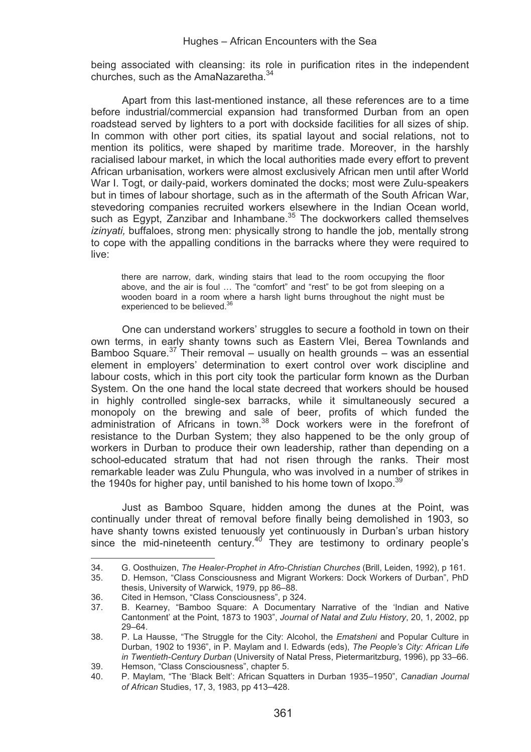being associated with cleansing: its role in purification rites in the independent churches, such as the AmaNazaretha.[34]

Apart from this last-mentioned instance, all these references are to a time before industrial/commercial expansion had transformed Durban from an open roadstead served by lighters to a port with dockside facilities for all sizes of ship. In common with other port cities, its spatial layout and social relations, not to mention its politics, were shaped by maritime trade. Moreover, in the harshly racialised labour market, in which the local authorities made every effort to prevent African urbanisation, workers were almost exclusively African men until after World War I. Togt, or daily-paid, workers dominated the docks; most were Zulu-speakers but in times of labour shortage, such as in the aftermath of the South African War, stevedoring companies recruited workers elsewhere in the Indian Ocean world, such as Egypt, Zanzibar and Inhambane.[35] The dockworkers called themselves *izinyati,* buffaloes, strong men: physically strong to handle the job, mentally strong to cope with the appalling conditions in the barracks where they were required to live:

> there are narrow, dark, winding stairs that lead to the room occupying the floor above, and the air is foul … The "comfort" and "rest" to be got from sleeping on a wooden board in a room where a harsh light burns throughout the night must be experienced to be believed.[36]

One can understand workers' struggles to secure a foothold in town on their own terms, in early shanty towns such as Eastern Vlei, Berea Townlands and Bamboo Square.[37] Their removal – usually on health grounds – was an essential element in employers' determination to exert control over work discipline and labour costs, which in this port city took the particular form known as the Durban System. On the one hand the local state decreed that workers should be housed in highly controlled single-sex barracks, while it simultaneously secured a monopoly on the brewing and sale of beer, profits of which funded the administration of Africans in town.[38] Dock workers were in the forefront of resistance to the Durban System; they also happened to be the only group of workers in Durban to produce their own leadership, rather than depending on a school-educated stratum that had not risen through the ranks. Their most remarkable leader was Zulu Phungula, who was involved in a number of strikes in the 1940s for higher pay, until banished to his home town of Ixopo.[39]

Just as Bamboo Square, hidden among the dunes at the Point, was continually under threat of removal before finally being demolished in 1903, so have shanty towns existed tenuously yet continuously in Durban's urban history since the mid-nineteenth century.[40] They are testimony to ordinary people's

---

34. G. Oosthuizen, *The Healer-Prophet in Afro-Christian Churches* (Brill, Leiden, 1992), p 161.
35. D. Hemson, "Class Consciousness and Migrant Workers: Dock Workers of Durban", PhD thesis, University of Warwick, 1979, pp 86–88.
36. Cited in Hemson, "Class Consciousness", p 324.
37. B. Kearney, "Bamboo Square: A Documentary Narrative of the 'Indian and Native Cantonment' at the Point, 1873 to 1903", *Journal of Natal and Zulu History*, 20, 1, 2002, pp 29–64.
38. P. La Hausse, "The Struggle for the City: Alcohol, the *Ematsheni* and Popular Culture in Durban, 1902 to 1936", in P. Maylam and I. Edwards (eds), *The People's City: African Life in Twentieth-Century Durban* (University of Natal Press, Pietermaritzburg, 1996), pp 33–66.
39. Hemson, "Class Consciousness", chapter 5.
40. P. Maylam, "The 'Black Belt': African Squatters in Durban 1935–1950", *Canadian Journal of African* Studies, 17, 3, 1983, pp 413–428.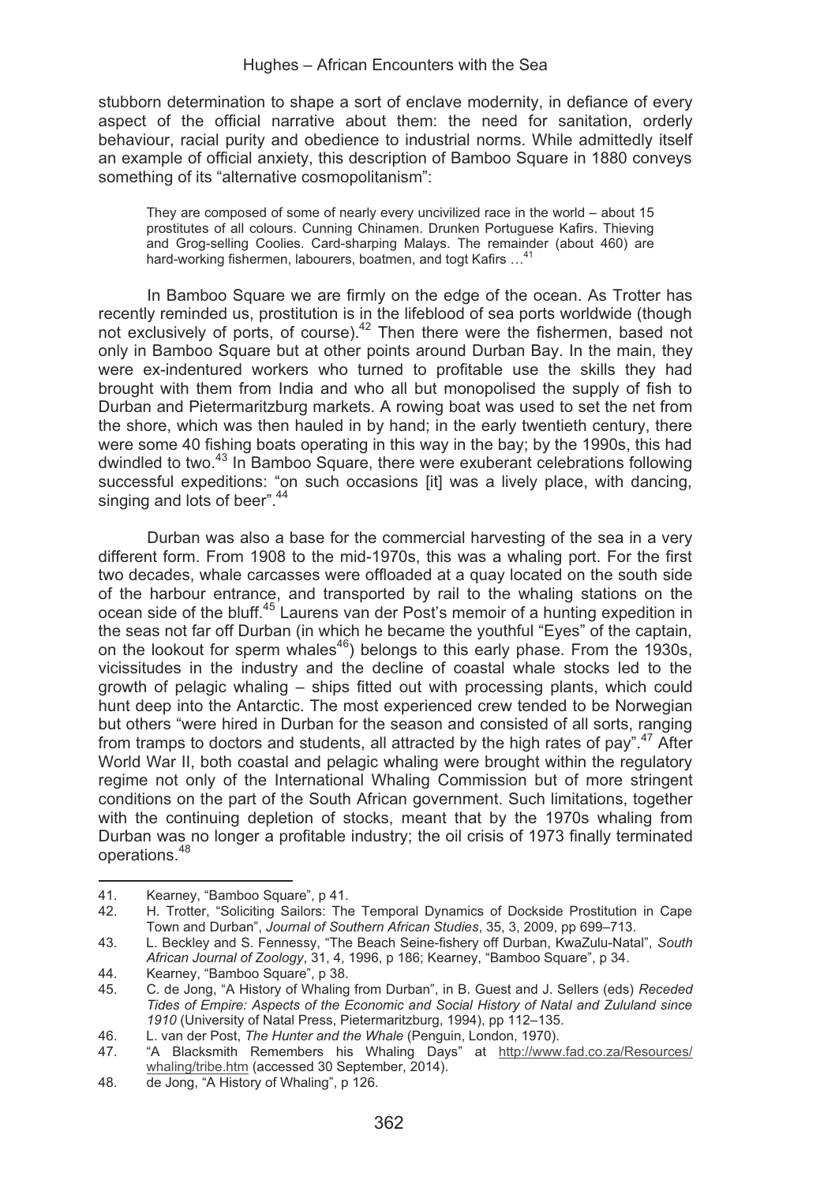stubborn determination to shape a sort of enclave modernity, in defiance of every aspect of the official narrative about them: the need for sanitation, orderly behaviour, racial purity and obedience to industrial norms. While admittedly itself an example of official anxiety, this description of Bamboo Square in 1880 conveys something of its "alternative cosmopolitanism":

> They are composed of some of nearly every uncivilized race in the world – about 15 prostitutes of all colours. Cunning Chinamen. Drunken Portuguese Kafirs. Thieving and Grog-selling Coolies. Card-sharping Malays. The remainder (about 460) are hard-working fishermen, labourers, boatmen, and togt Kafirs …[41]

In Bamboo Square we are firmly on the edge of the ocean. As Trotter has recently reminded us, prostitution is in the lifeblood of sea ports worldwide (though not exclusively of ports, of course).[42] Then there were the fishermen, based not only in Bamboo Square but at other points around Durban Bay. In the main, they were ex-indentured workers who turned to profitable use the skills they had brought with them from India and who all but monopolised the supply of fish to Durban and Pietermaritzburg markets. A rowing boat was used to set the net from the shore, which was then hauled in by hand; in the early twentieth century, there were some 40 fishing boats operating in this way in the bay; by the 1990s, this had dwindled to two.[43] In Bamboo Square, there were exuberant celebrations following successful expeditions: "on such occasions [it] was a lively place, with dancing, singing and lots of beer".[44]

Durban was also a base for the commercial harvesting of the sea in a very different form. From 1908 to the mid-1970s, this was a whaling port. For the first two decades, whale carcasses were offloaded at a quay located on the south side of the harbour entrance, and transported by rail to the whaling stations on the ocean side of the bluff.[45] Laurens van der Post's memoir of a hunting expedition in the seas not far off Durban (in which he became the youthful "Eyes" of the captain, on the lookout for sperm whales[46]) belongs to this early phase. From the 1930s, vicissitudes in the industry and the decline of coastal whale stocks led to the growth of pelagic whaling – ships fitted out with processing plants, which could hunt deep into the Antarctic. The most experienced crew tended to be Norwegian but others "were hired in Durban for the season and consisted of all sorts, ranging from tramps to doctors and students, all attracted by the high rates of pay".[47] After World War II, both coastal and pelagic whaling were brought within the regulatory regime not only of the International Whaling Commission but of more stringent conditions on the part of the South African government. Such limitations, together with the continuing depletion of stocks, meant that by the 1970s whaling from Durban was no longer a profitable industry; the oil crisis of 1973 finally terminated operations.[48]

---

41. Kearney, "Bamboo Square", p 41.
42. H. Trotter, "Soliciting Sailors: The Temporal Dynamics of Dockside Prostitution in Cape Town and Durban", *Journal of Southern African Studies*, 35, 3, 2009, pp 699–713.
43. L. Beckley and S. Fennessy, "The Beach Seine-fishery off Durban, KwaZulu-Natal", *South African Journal of Zoology*, 31, 4, 1996, p 186; Kearney, "Bamboo Square", p 34.
44. Kearney, "Bamboo Square", p 38.
45. C. de Jong, "A History of Whaling from Durban", in B. Guest and J. Sellers (eds) *Receded Tides of Empire: Aspects of the Economic and Social History of Natal and Zululand since 1910* (University of Natal Press, Pietermaritzburg, 1994), pp 112–135.
46. L. van der Post, *The Hunter and the Whale* (Penguin, London, 1970).
47. "A Blacksmith Remembers his Whaling Days" at http://www.fad.co.za/Resources/whaling/tribe.htm (accessed 30 September, 2014).
48. de Jong, "A History of Whaling", p 126.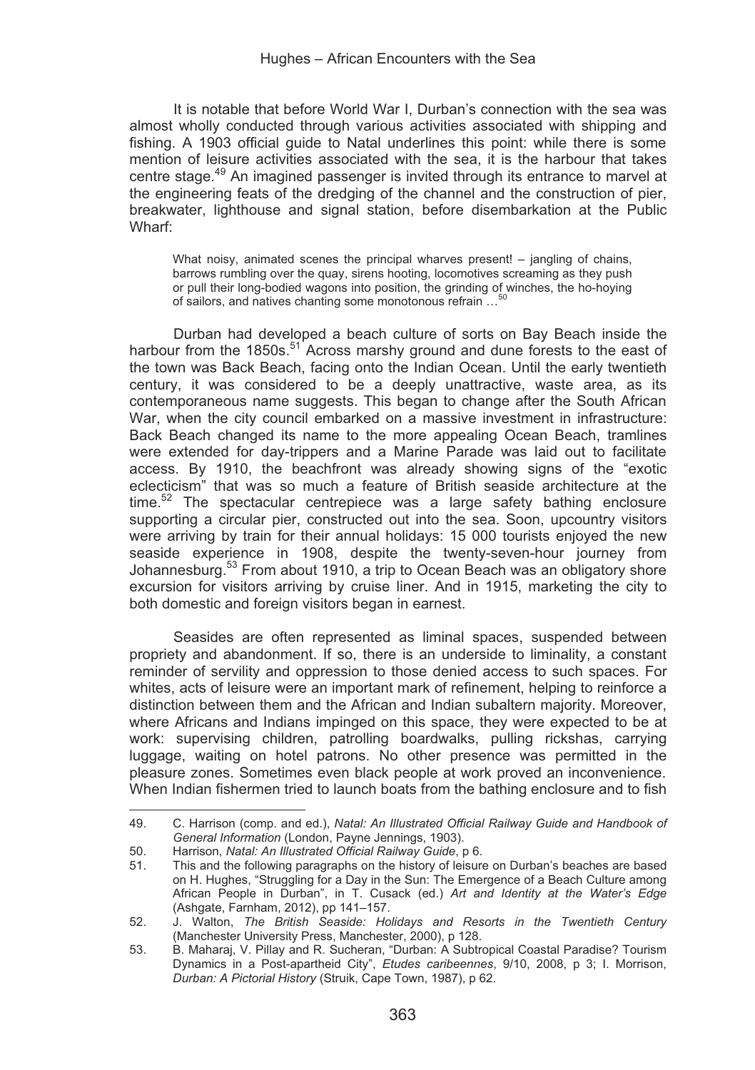It is notable that before World War I, Durban's connection with the sea was almost wholly conducted through various activities associated with shipping and fishing. A 1903 official guide to Natal underlines this point: while there is some mention of leisure activities associated with the sea, it is the harbour that takes centre stage.[49] An imagined passenger is invited through its entrance to marvel at the engineering feats of the dredging of the channel and the construction of pier, breakwater, lighthouse and signal station, before disembarkation at the Public Wharf:

> What noisy, animated scenes the principal wharves present! – jangling of chains, barrows rumbling over the quay, sirens hooting, locomotives screaming as they push or pull their long-bodied wagons into position, the grinding of winches, the ho-hoying of sailors, and natives chanting some monotonous refrain …[50]

Durban had developed a beach culture of sorts on Bay Beach inside the harbour from the 1850s.[51] Across marshy ground and dune forests to the east of the town was Back Beach, facing onto the Indian Ocean. Until the early twentieth century, it was considered to be a deeply unattractive, waste area, as its contemporaneous name suggests. This began to change after the South African War, when the city council embarked on a massive investment in infrastructure: Back Beach changed its name to the more appealing Ocean Beach, tramlines were extended for day-trippers and a Marine Parade was laid out to facilitate access. By 1910, the beachfront was already showing signs of the "exotic eclecticism" that was so much a feature of British seaside architecture at the time.[52] The spectacular centrepiece was a large safety bathing enclosure supporting a circular pier, constructed out into the sea. Soon, upcountry visitors were arriving by train for their annual holidays: 15 000 tourists enjoyed the new seaside experience in 1908, despite the twenty-seven-hour journey from Johannesburg.[53] From about 1910, a trip to Ocean Beach was an obligatory shore excursion for visitors arriving by cruise liner. And in 1915, marketing the city to both domestic and foreign visitors began in earnest.

Seasides are often represented as liminal spaces, suspended between propriety and abandonment. If so, there is an underside to liminality, a constant reminder of servility and oppression to those denied access to such spaces. For whites, acts of leisure were an important mark of refinement, helping to reinforce a distinction between them and the African and Indian subaltern majority. Moreover, where Africans and Indians impinged on this space, they were expected to be at work: supervising children, patrolling boardwalks, pulling rickshas, carrying luggage, waiting on hotel patrons. No other presence was permitted in the pleasure zones. Sometimes even black people at work proved an inconvenience. When Indian fishermen tried to launch boats from the bathing enclosure and to fish

---

49. C. Harrison (comp. and ed.), *Natal: An Illustrated Official Railway Guide and Handbook of General Information* (London, Payne Jennings, 1903).

50. Harrison, *Natal: An Illustrated Official Railway Guide*, p 6.

51. This and the following paragraphs on the history of leisure on Durban's beaches are based on H. Hughes, "Struggling for a Day in the Sun: The Emergence of a Beach Culture among African People in Durban", in T. Cusack (ed.) *Art and Identity at the Water's Edge* (Ashgate, Farnham, 2012), pp 141–157.

52. J. Walton, *The British Seaside: Holidays and Resorts in the Twentieth Century* (Manchester University Press, Manchester, 2000), p 128.

53. B. Maharaj, V. Pillay and R. Sucheran, "Durban: A Subtropical Coastal Paradise? Tourism Dynamics in a Post-apartheid City", *Etudes caribeennes*, 9/10, 2008, p 3; I. Morrison, *Durban: A Pictorial History* (Struik, Cape Town, 1987), p 62.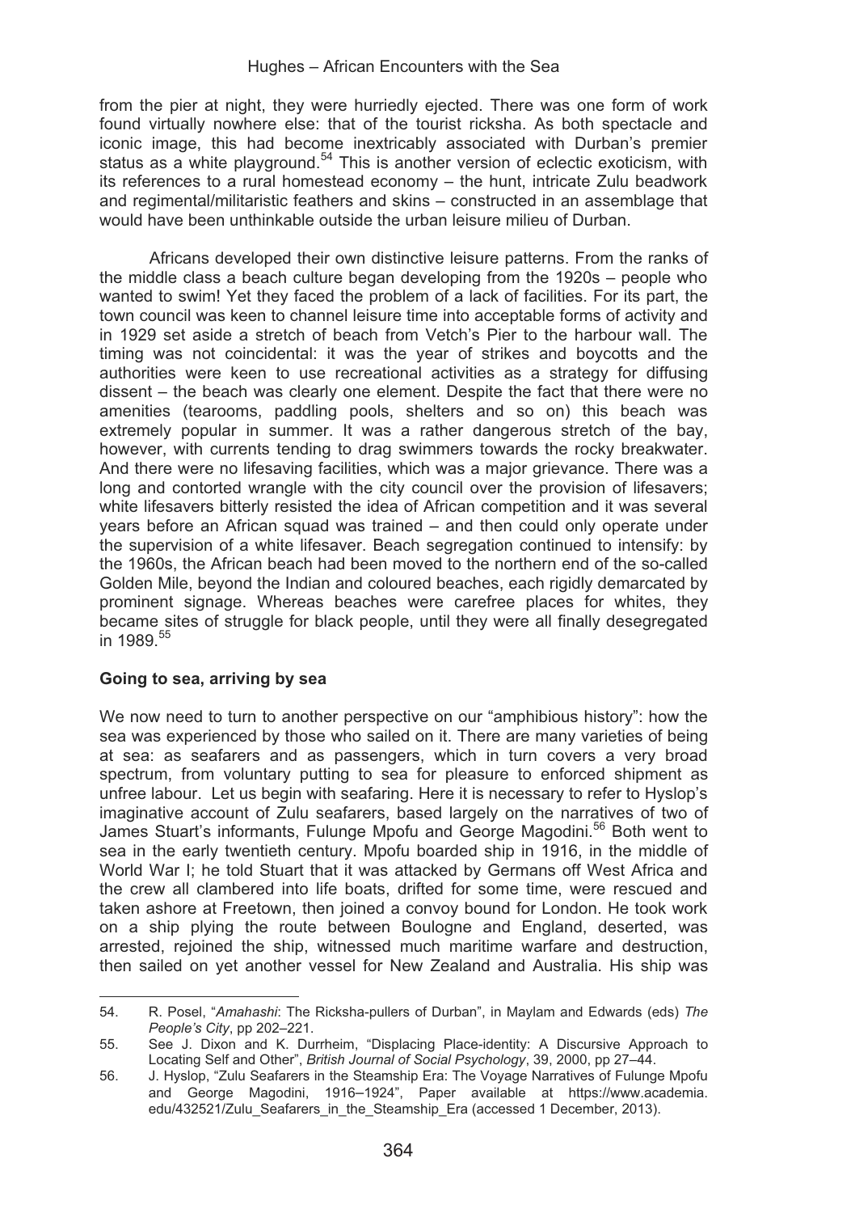from the pier at night, they were hurriedly ejected. There was one form of work found virtually nowhere else: that of the tourist ricksha. As both spectacle and iconic image, this had become inextricably associated with Durban's premier status as a white playground.[54] This is another version of eclectic exoticism, with its references to a rural homestead economy – the hunt, intricate Zulu beadwork and regimental/militaristic feathers and skins – constructed in an assemblage that would have been unthinkable outside the urban leisure milieu of Durban.

Africans developed their own distinctive leisure patterns. From the ranks of the middle class a beach culture began developing from the 1920s – people who wanted to swim! Yet they faced the problem of a lack of facilities. For its part, the town council was keen to channel leisure time into acceptable forms of activity and in 1929 set aside a stretch of beach from Vetch's Pier to the harbour wall. The timing was not coincidental: it was the year of strikes and boycotts and the authorities were keen to use recreational activities as a strategy for diffusing dissent – the beach was clearly one element. Despite the fact that there were no amenities (tearooms, paddling pools, shelters and so on) this beach was extremely popular in summer. It was a rather dangerous stretch of the bay, however, with currents tending to drag swimmers towards the rocky breakwater. And there were no lifesaving facilities, which was a major grievance. There was a long and contorted wrangle with the city council over the provision of lifesavers; white lifesavers bitterly resisted the idea of African competition and it was several years before an African squad was trained – and then could only operate under the supervision of a white lifesaver. Beach segregation continued to intensify: by the 1960s, the African beach had been moved to the northern end of the so-called Golden Mile, beyond the Indian and coloured beaches, each rigidly demarcated by prominent signage. Whereas beaches were carefree places for whites, they became sites of struggle for black people, until they were all finally desegregated in 1989.[55]

**Going to sea, arriving by sea**

We now need to turn to another perspective on our "amphibious history": how the sea was experienced by those who sailed on it. There are many varieties of being at sea: as seafarers and as passengers, which in turn covers a very broad spectrum, from voluntary putting to sea for pleasure to enforced shipment as unfree labour. Let us begin with seafaring. Here it is necessary to refer to Hyslop's imaginative account of Zulu seafarers, based largely on the narratives of two of James Stuart's informants, Fulunge Mpofu and George Magodini.[56] Both went to sea in the early twentieth century. Mpofu boarded ship in 1916, in the middle of World War I; he told Stuart that it was attacked by Germans off West Africa and the crew all clambered into life boats, drifted for some time, were rescued and taken ashore at Freetown, then joined a convoy bound for London. He took work on a ship plying the route between Boulogne and England, deserted, was arrested, rejoined the ship, witnessed much maritime warfare and destruction, then sailed on yet another vessel for New Zealand and Australia. His ship was

---

54. R. Posel, "*Amahashi*: The Ricksha-pullers of Durban", in Maylam and Edwards (eds) *The People's City*, pp 202–221.

55. See J. Dixon and K. Durrheim, "Displacing Place-identity: A Discursive Approach to Locating Self and Other", *British Journal of Social Psychology*, 39, 2000, pp 27–44.

56. J. Hyslop, "Zulu Seafarers in the Steamship Era: The Voyage Narratives of Fulunge Mpofu and George Magodini, 1916–1924", Paper available at https://www.academia.edu/432521/Zulu_Seafarers_in_the_Steamship_Era (accessed 1 December, 2013).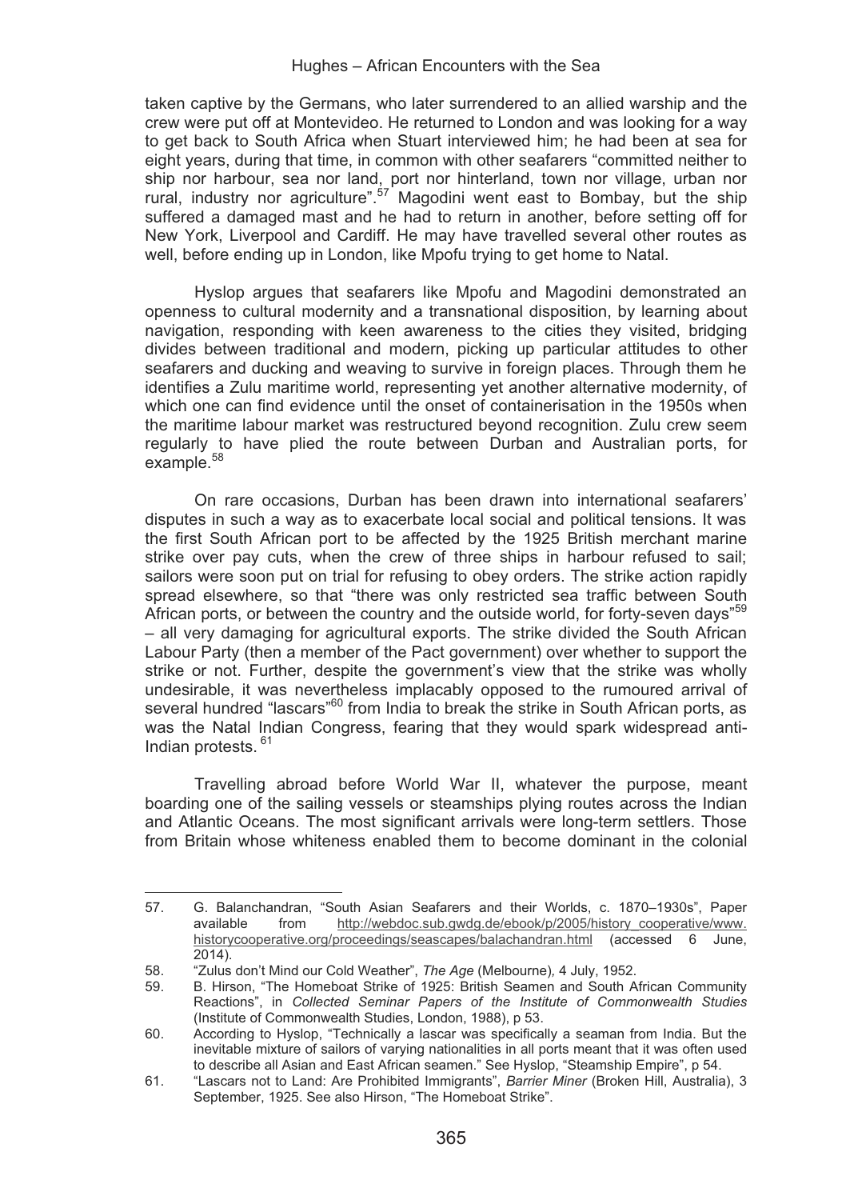taken captive by the Germans, who later surrendered to an allied warship and the crew were put off at Montevideo. He returned to London and was looking for a way to get back to South Africa when Stuart interviewed him; he had been at sea for eight years, during that time, in common with other seafarers "committed neither to ship nor harbour, sea nor land, port nor hinterland, town nor village, urban nor rural, industry nor agriculture".[57] Magodini went east to Bombay, but the ship suffered a damaged mast and he had to return in another, before setting off for New York, Liverpool and Cardiff. He may have travelled several other routes as well, before ending up in London, like Mpofu trying to get home to Natal.

Hyslop argues that seafarers like Mpofu and Magodini demonstrated an openness to cultural modernity and a transnational disposition, by learning about navigation, responding with keen awareness to the cities they visited, bridging divides between traditional and modern, picking up particular attitudes to other seafarers and ducking and weaving to survive in foreign places. Through them he identifies a Zulu maritime world, representing yet another alternative modernity, of which one can find evidence until the onset of containerisation in the 1950s when the maritime labour market was restructured beyond recognition. Zulu crew seem regularly to have plied the route between Durban and Australian ports, for example.[58]

On rare occasions, Durban has been drawn into international seafarers' disputes in such a way as to exacerbate local social and political tensions. It was the first South African port to be affected by the 1925 British merchant marine strike over pay cuts, when the crew of three ships in harbour refused to sail; sailors were soon put on trial for refusing to obey orders. The strike action rapidly spread elsewhere, so that "there was only restricted sea traffic between South African ports, or between the country and the outside world, for forty-seven days"[59] – all very damaging for agricultural exports. The strike divided the South African Labour Party (then a member of the Pact government) over whether to support the strike or not. Further, despite the government's view that the strike was wholly undesirable, it was nevertheless implacably opposed to the rumoured arrival of several hundred "lascars"[60] from India to break the strike in South African ports, as was the Natal Indian Congress, fearing that they would spark widespread anti-Indian protests.[61]

Travelling abroad before World War II, whatever the purpose, meant boarding one of the sailing vessels or steamships plying routes across the Indian and Atlantic Oceans. The most significant arrivals were long-term settlers. Those from Britain whose whiteness enabled them to become dominant in the colonial

---

57. G. Balanchandran, "South Asian Seafarers and their Worlds, c. 1870–1930s", Paper available from http://webdoc.sub.gwdg.de/ebook/p/2005/history_cooperative/www.historycooperative.org/proceedings/seascapes/balachandran.html (accessed 6 June, 2014).

58. "Zulus don't Mind our Cold Weather", *The Age* (Melbourne), 4 July, 1952.

59. B. Hirson, "The Homeboat Strike of 1925: British Seamen and South African Community Reactions", in *Collected Seminar Papers of the Institute of Commonwealth Studies* (Institute of Commonwealth Studies, London, 1988), p 53.

60. According to Hyslop, "Technically a lascar was specifically a seaman from India. But the inevitable mixture of sailors of varying nationalities in all ports meant that it was often used to describe all Asian and East African seamen." See Hyslop, "Steamship Empire", p 54.

61. "Lascars not to Land: Are Prohibited Immigrants", *Barrier Miner* (Broken Hill, Australia), 3 September, 1925. See also Hirson, "The Homeboat Strike".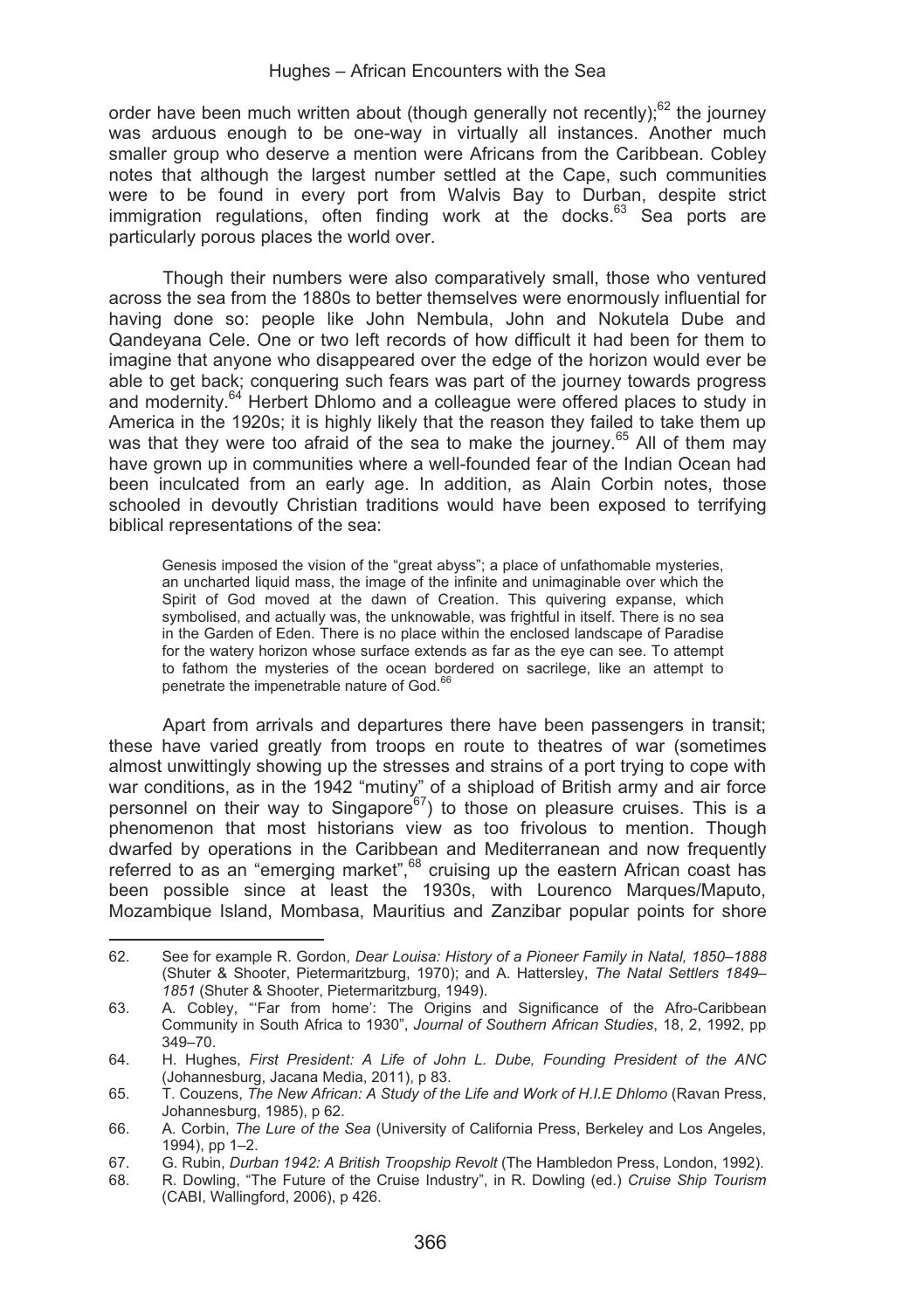order have been much written about (though generally not recently);[62] the journey was arduous enough to be one-way in virtually all instances. Another much smaller group who deserve a mention were Africans from the Caribbean. Cobley notes that although the largest number settled at the Cape, such communities were to be found in every port from Walvis Bay to Durban, despite strict immigration regulations, often finding work at the docks.[63] Sea ports are particularly porous places the world over.

Though their numbers were also comparatively small, those who ventured across the sea from the 1880s to better themselves were enormously influential for having done so: people like John Nembula, John and Nokutela Dube and Qandeyana Cele. One or two left records of how difficult it had been for them to imagine that anyone who disappeared over the edge of the horizon would ever be able to get back; conquering such fears was part of the journey towards progress and modernity.[64] Herbert Dhlomo and a colleague were offered places to study in America in the 1920s; it is highly likely that the reason they failed to take them up was that they were too afraid of the sea to make the journey.[65] All of them may have grown up in communities where a well-founded fear of the Indian Ocean had been inculcated from an early age. In addition, as Alain Corbin notes, those schooled in devoutly Christian traditions would have been exposed to terrifying biblical representations of the sea:

> Genesis imposed the vision of the "great abyss"; a place of unfathomable mysteries, an uncharted liquid mass, the image of the infinite and unimaginable over which the Spirit of God moved at the dawn of Creation. This quivering expanse, which symbolised, and actually was, the unknowable, was frightful in itself. There is no sea in the Garden of Eden. There is no place within the enclosed landscape of Paradise for the watery horizon whose surface extends as far as the eye can see. To attempt to fathom the mysteries of the ocean bordered on sacrilege, like an attempt to penetrate the impenetrable nature of God.[66]

Apart from arrivals and departures there have been passengers in transit; these have varied greatly from troops en route to theatres of war (sometimes almost unwittingly showing up the stresses and strains of a port trying to cope with war conditions, as in the 1942 "mutiny" of a shipload of British army and air force personnel on their way to Singapore[67]) to those on pleasure cruises. This is a phenomenon that most historians view as too frivolous to mention. Though dwarfed by operations in the Caribbean and Mediterranean and now frequently referred to as an "emerging market",[68] cruising up the eastern African coast has been possible since at least the 1930s, with Lourenco Marques/Maputo, Mozambique Island, Mombasa, Mauritius and Zanzibar popular points for shore

---

62. See for example R. Gordon, *Dear Louisa: History of a Pioneer Family in Natal, 1850–1888* (Shuter & Shooter, Pietermaritzburg, 1970); and A. Hattersley, *The Natal Settlers 1849–1851* (Shuter & Shooter, Pietermaritzburg, 1949).
63. A. Cobley, "'Far from home': The Origins and Significance of the Afro-Caribbean Community in South Africa to 1930", *Journal of Southern African Studies*, 18, 2, 1992, pp 349–70.
64. H. Hughes, *First President: A Life of John L. Dube, Founding President of the ANC* (Johannesburg, Jacana Media, 2011), p 83.
65. T. Couzens, *The New African: A Study of the Life and Work of H.I.E Dhlomo* (Ravan Press, Johannesburg, 1985), p 62.
66. A. Corbin, *The Lure of the Sea* (University of California Press, Berkeley and Los Angeles, 1994), pp 1–2.
67. G. Rubin, *Durban 1942: A British Troopship Revolt* (The Hambledon Press, London, 1992).
68. R. Dowling, "The Future of the Cruise Industry", in R. Dowling (ed.) *Cruise Ship Tourism* (CABI, Wallingford, 2006), p 426.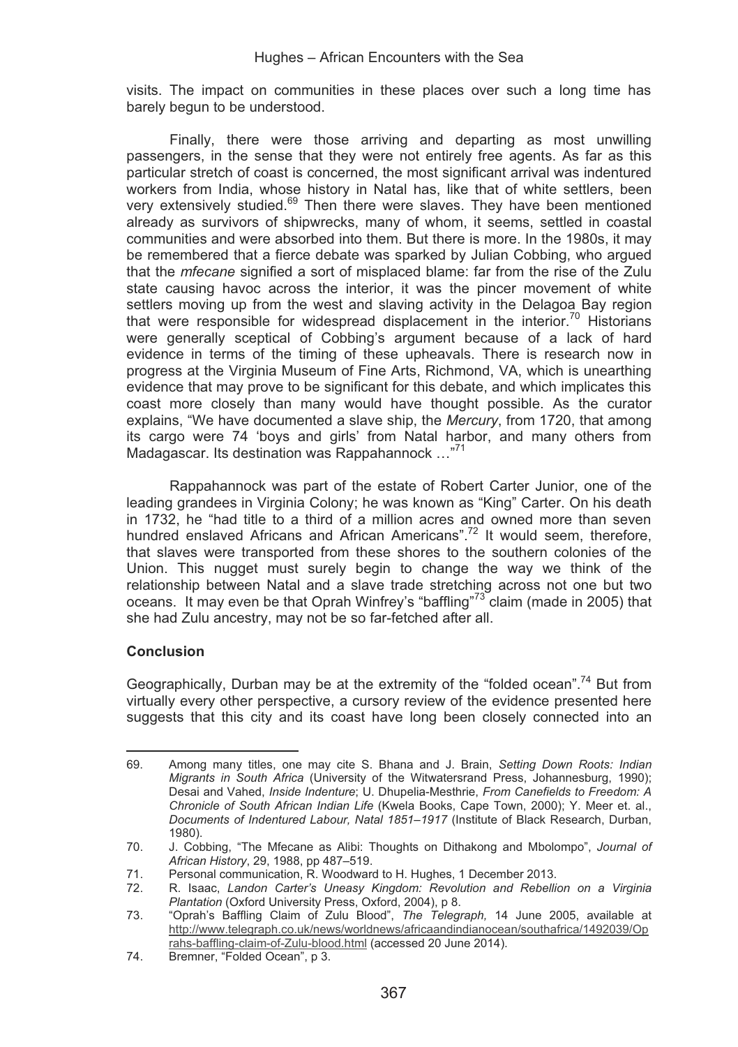visits. The impact on communities in these places over such a long time has barely begun to be understood.

Finally, there were those arriving and departing as most unwilling passengers, in the sense that they were not entirely free agents. As far as this particular stretch of coast is concerned, the most significant arrival was indentured workers from India, whose history in Natal has, like that of white settlers, been very extensively studied.[69] Then there were slaves. They have been mentioned already as survivors of shipwrecks, many of whom, it seems, settled in coastal communities and were absorbed into them. But there is more. In the 1980s, it may be remembered that a fierce debate was sparked by Julian Cobbing, who argued that the *mfecane* signified a sort of misplaced blame: far from the rise of the Zulu state causing havoc across the interior, it was the pincer movement of white settlers moving up from the west and slaving activity in the Delagoa Bay region that were responsible for widespread displacement in the interior.[70] Historians were generally sceptical of Cobbing's argument because of a lack of hard evidence in terms of the timing of these upheavals. There is research now in progress at the Virginia Museum of Fine Arts, Richmond, VA, which is unearthing evidence that may prove to be significant for this debate, and which implicates this coast more closely than many would have thought possible. As the curator explains, "We have documented a slave ship, the *Mercury*, from 1720, that among its cargo were 74 'boys and girls' from Natal harbor, and many others from Madagascar. Its destination was Rappahannock …"[71]

Rappahannock was part of the estate of Robert Carter Junior, one of the leading grandees in Virginia Colony; he was known as "King" Carter. On his death in 1732, he "had title to a third of a million acres and owned more than seven hundred enslaved Africans and African Americans".[72] It would seem, therefore, that slaves were transported from these shores to the southern colonies of the Union. This nugget must surely begin to change the way we think of the relationship between Natal and a slave trade stretching across not one but two oceans. It may even be that Oprah Winfrey's "baffling"[73] claim (made in 2005) that she had Zulu ancestry, may not be so far-fetched after all.

## Conclusion

Geographically, Durban may be at the extremity of the "folded ocean".[74] But from virtually every other perspective, a cursory review of the evidence presented here suggests that this city and its coast have long been closely connected into an

---

69. Among many titles, one may cite S. Bhana and J. Brain, *Setting Down Roots: Indian Migrants in South Africa* (University of the Witwatersrand Press, Johannesburg, 1990); Desai and Vahed, *Inside Indenture*; U. Dhupelia-Mesthrie, *From Canefields to Freedom: A Chronicle of South African Indian Life* (Kwela Books, Cape Town, 2000); Y. Meer et. al., *Documents of Indentured Labour, Natal 1851–1917* (Institute of Black Research, Durban, 1980).
70. J. Cobbing, "The Mfecane as Alibi: Thoughts on Dithakong and Mbolompo", *Journal of African History*, 29, 1988, pp 487–519.
71. Personal communication, R. Woodward to H. Hughes, 1 December 2013.
72. R. Isaac, *Landon Carter's Uneasy Kingdom: Revolution and Rebellion on a Virginia Plantation* (Oxford University Press, Oxford, 2004), p 8.
73. "Oprah's Baffling Claim of Zulu Blood", *The Telegraph,* 14 June 2005, available at http://www.telegraph.co.uk/news/worldnews/africaandindianocean/southafrica/1492039/Oprahs-baffling-claim-of-Zulu-blood.html (accessed 20 June 2014).
74. Bremner, "Folded Ocean", p 3.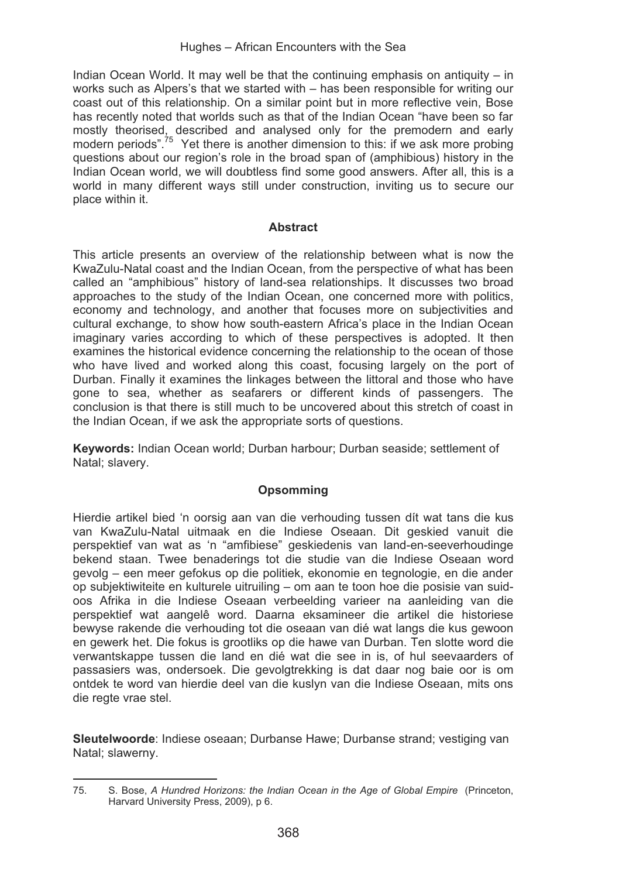Indian Ocean World. It may well be that the continuing emphasis on antiquity – in works such as Alpers's that we started with – has been responsible for writing our coast out of this relationship. On a similar point but in more reflective vein, Bose has recently noted that worlds such as that of the Indian Ocean "have been so far mostly theorised, described and analysed only for the premodern and early modern periods".[75] Yet there is another dimension to this: if we ask more probing questions about our region's role in the broad span of (amphibious) history in the Indian Ocean world, we will doubtless find some good answers. After all, this is a world in many different ways still under construction, inviting us to secure our place within it.

## Abstract

This article presents an overview of the relationship between what is now the KwaZulu-Natal coast and the Indian Ocean, from the perspective of what has been called an "amphibious" history of land-sea relationships. It discusses two broad approaches to the study of the Indian Ocean, one concerned more with politics, economy and technology, and another that focuses more on subjectivities and cultural exchange, to show how south-eastern Africa's place in the Indian Ocean imaginary varies according to which of these perspectives is adopted. It then examines the historical evidence concerning the relationship to the ocean of those who have lived and worked along this coast, focusing largely on the port of Durban. Finally it examines the linkages between the littoral and those who have gone to sea, whether as seafarers or different kinds of passengers. The conclusion is that there is still much to be uncovered about this stretch of coast in the Indian Ocean, if we ask the appropriate sorts of questions.

**Keywords:** Indian Ocean world; Durban harbour; Durban seaside; settlement of Natal; slavery.

## Opsomming

Hierdie artikel bied 'n oorsig aan van die verhouding tussen dít wat tans die kus van KwaZulu-Natal uitmaak en die Indiese Oseaan. Dit geskied vanuit die perspektief van wat as 'n "amfibiese" geskiedenis van land-en-seeverhoudinge bekend staan. Twee benaderings tot die studie van die Indiese Oseaan word gevolg – een meer gefokus op die politiek, ekonomie en tegnologie, en die ander op subjektiwiteite en kulturele uitruiling – om aan te toon hoe die posisie van suid-oos Afrika in die Indiese Oseaan verbeelding varieer na aanleiding van die perspektief wat aangelê word. Daarna eksamineer die artikel die historiese bewyse rakende die verhouding tot die oseaan van dié wat langs die kus gewoon en gewerk het. Die fokus is grootliks op die hawe van Durban. Ten slotte word die verwantskappe tussen die land en dié wat die see in is, of hul seevaarders of passasiers was, ondersoek. Die gevolgtrekking is dat daar nog baie oor is om ontdek te word van hierdie deel van die kuslyn van die Indiese Oseaan, mits ons die regte vrae stel.

**Sleutelwoorde**: Indiese oseaan; Durbanse Hawe; Durbanse strand; vestiging van Natal; slawerny.

---

75. S. Bose, *A Hundred Horizons: the Indian Ocean in the Age of Global Empire* (Princeton, Harvard University Press, 2009), p 6.